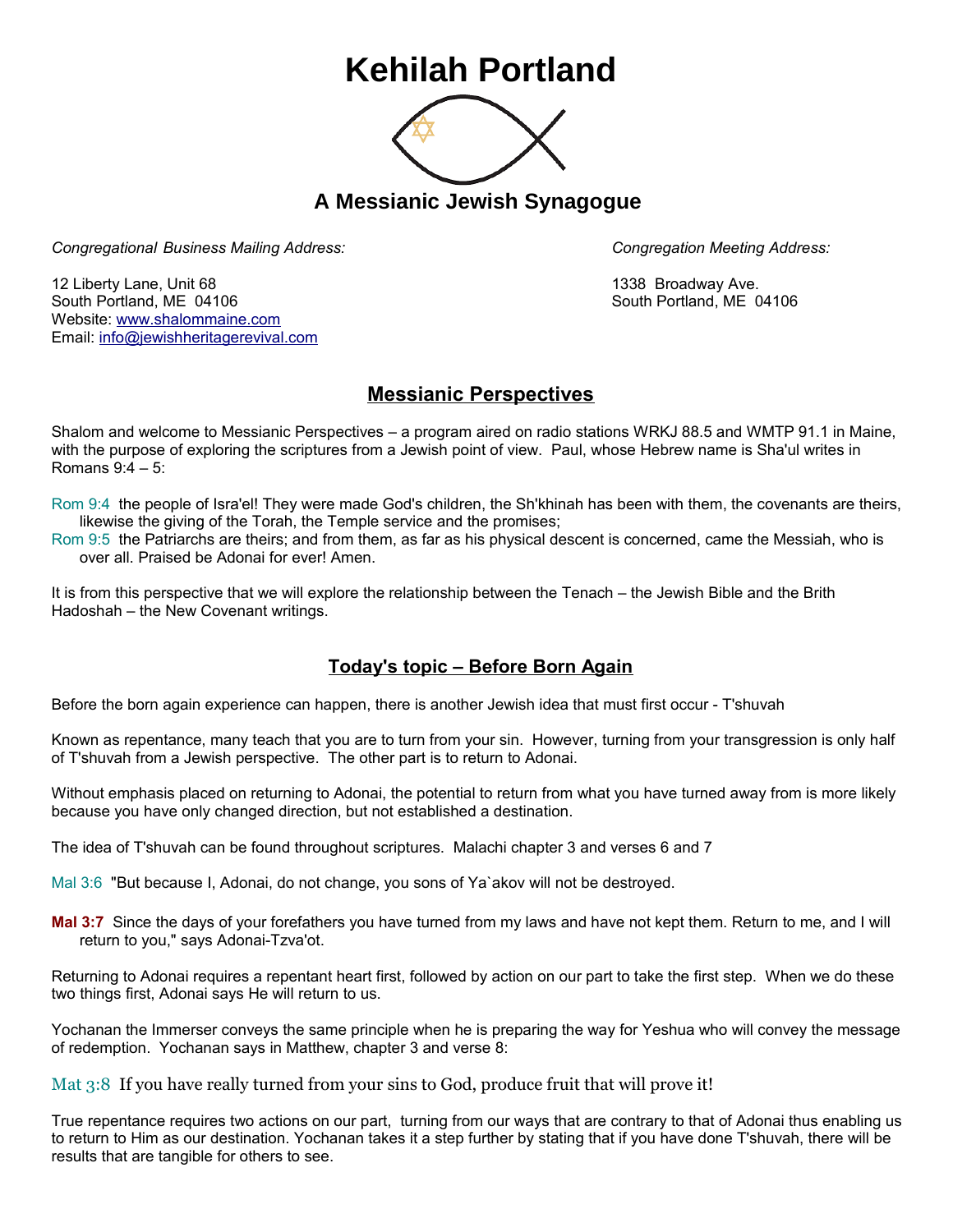# Kehilah Portland

## A Messianic Jewish Synagogue

*Congregational Business Mailing Address:*

12 Liberty Lane, Unit 68
South Portland, ME 04106
Website: www.shalommaine.com
Email: info@jewishheritagerevival.com

*Congregation Meeting Address:*

1338 Broadway Ave.
South Portland, ME 04106

## Messianic Perspectives

Shalom and welcome to Messianic Perspectives – a program aired on radio stations WRKJ 88.5 and WMTP 91.1 in Maine, with the purpose of exploring the scriptures from a Jewish point of view. Paul, whose Hebrew name is Sha'ul writes in Romans 9:4 – 5:

Rom 9:4 the people of Isra'el! They were made God's children, the Sh'khinah has been with them, the covenants are theirs, likewise the giving of the Torah, the Temple service and the promises;
Rom 9:5 the Patriarchs are theirs; and from them, as far as his physical descent is concerned, came the Messiah, who is over all. Praised be Adonai for ever! Amen.

It is from this perspective that we will explore the relationship between the Tenach – the Jewish Bible and the Brith Hadoshah – the New Covenant writings.

## Today's topic – Before Born Again

Before the born again experience can happen, there is another Jewish idea that must first occur - T'shuvah

Known as repentance, many teach that you are to turn from your sin. However, turning from your transgression is only half of T'shuvah from a Jewish perspective. The other part is to return to Adonai.

Without emphasis placed on returning to Adonai, the potential to return from what you have turned away from is more likely because you have only changed direction, but not established a destination.

The idea of T'shuvah can be found throughout scriptures. Malachi chapter 3 and verses 6 and 7

Mal 3:6 "But because I, Adonai, do not change, you sons of Ya`akov will not be destroyed.

**Mal 3:7** Since the days of your forefathers you have turned from my laws and have not kept them. Return to me, and I will return to you," says Adonai-Tzva'ot.

Returning to Adonai requires a repentant heart first, followed by action on our part to take the first step. When we do these two things first, Adonai says He will return to us.

Yochanan the Immerser conveys the same principle when he is preparing the way for Yeshua who will convey the message of redemption. Yochanan says in Matthew, chapter 3 and verse 8:

Mat 3:8 If you have really turned from your sins to God, produce fruit that will prove it!

True repentance requires two actions on our part, turning from our ways that are contrary to that of Adonai thus enabling us to return to Him as our destination. Yochanan takes it a step further by stating that if you have done T'shuvah, there will be results that are tangible for others to see.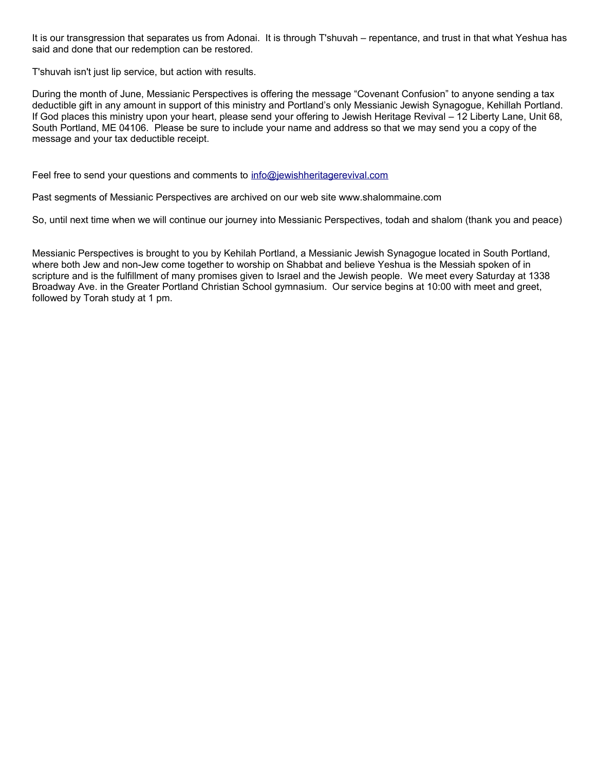It is our transgression that separates us from Adonai. It is through T'shuvah – repentance, and trust in that what Yeshua has said and done that our redemption can be restored.

T'shuvah isn't just lip service, but action with results.

During the month of June, Messianic Perspectives is offering the message "Covenant Confusion" to anyone sending a tax deductible gift in any amount in support of this ministry and Portland's only Messianic Jewish Synagogue, Kehillah Portland. If God places this ministry upon your heart, please send your offering to Jewish Heritage Revival – 12 Liberty Lane, Unit 68, South Portland, ME 04106. Please be sure to include your name and address so that we may send you a copy of the message and your tax deductible receipt.

Feel free to send your questions and comments to [info@jewishheritagerevival.com](mailto:info@jewishheritagerevival.com)

Past segments of Messianic Perspectives are archived on our web site www.shalommaine.com

So, until next time when we will continue our journey into Messianic Perspectives, todah and shalom (thank you and peace)

Messianic Perspectives is brought to you by Kehilah Portland, a Messianic Jewish Synagogue located in South Portland, where both Jew and non-Jew come together to worship on Shabbat and believe Yeshua is the Messiah spoken of in scripture and is the fulfillment of many promises given to Israel and the Jewish people. We meet every Saturday at 1338 Broadway Ave. in the Greater Portland Christian School gymnasium. Our service begins at 10:00 with meet and greet, followed by Torah study at 1 pm.